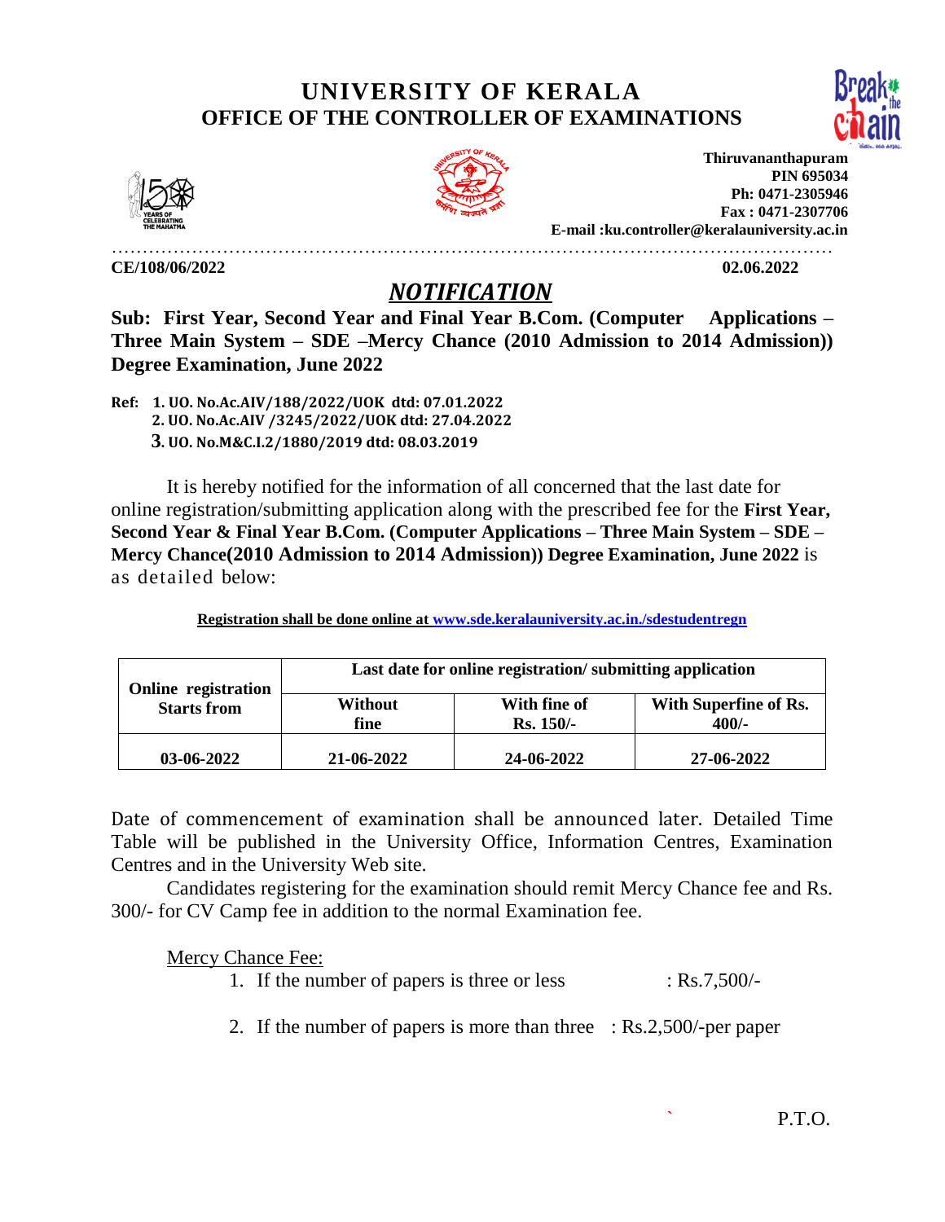# UNIVERSITY OF KERALA
## OFFICE OF THE CONTROLLER OF EXAMINATIONS

**Thiruvananthapuram**
**PIN 695034**
**Ph: 0471-2305946**
**Fax : 0471-2307706**
**E-mail :ku.controller@keralauniversity.ac.in**

**CE/108/06/2022** **02.06.2022**

## *NOTIFICATION*

**Sub: First Year, Second Year and Final Year B.Com. (Computer Applications – Three Main System – SDE –Mercy Chance (2010 Admission to 2014 Admission)) Degree Examination, June 2022**

**Ref: 1. UO. No.Ac.AIV/188/2022/UOK dtd: 07.01.2022**
**2. UO. No.Ac.AIV /3245/2022/UOK dtd: 27.04.2022**
**3. UO. No.M&C.I.2/1880/2019 dtd: 08.03.2019**

It is hereby notified for the information of all concerned that the last date for online registration/submitting application along with the prescribed fee for the **First Year, Second Year & Final Year B.Com. (Computer Applications – Three Main System – SDE – Mercy Chance(2010 Admission to 2014 Admission)) Degree Examination, June 2022** is as detailed below:

**Registration shall be done online at www.sde.keralauniversity.ac.in./sdestudentregn**

| Online registration Starts from | Last date for online registration/ submitting application | | |
|---|---|---|---|
| | Without fine | With fine of Rs. 150/- | With Superfine of Rs. 400/- |
| 03-06-2022 | 21-06-2022 | 24-06-2022 | 27-06-2022 |

Date of commencement of examination shall be announced later. Detailed Time Table will be published in the University Office, Information Centres, Examination Centres and in the University Web site.

Candidates registering for the examination should remit Mercy Chance fee and Rs. 300/- for CV Camp fee in addition to the normal Examination fee.

Mercy Chance Fee:

1. If the number of papers is three or less : Rs.7,500/-
2. If the number of papers is more than three : Rs.2,500/-per paper

P.T.O.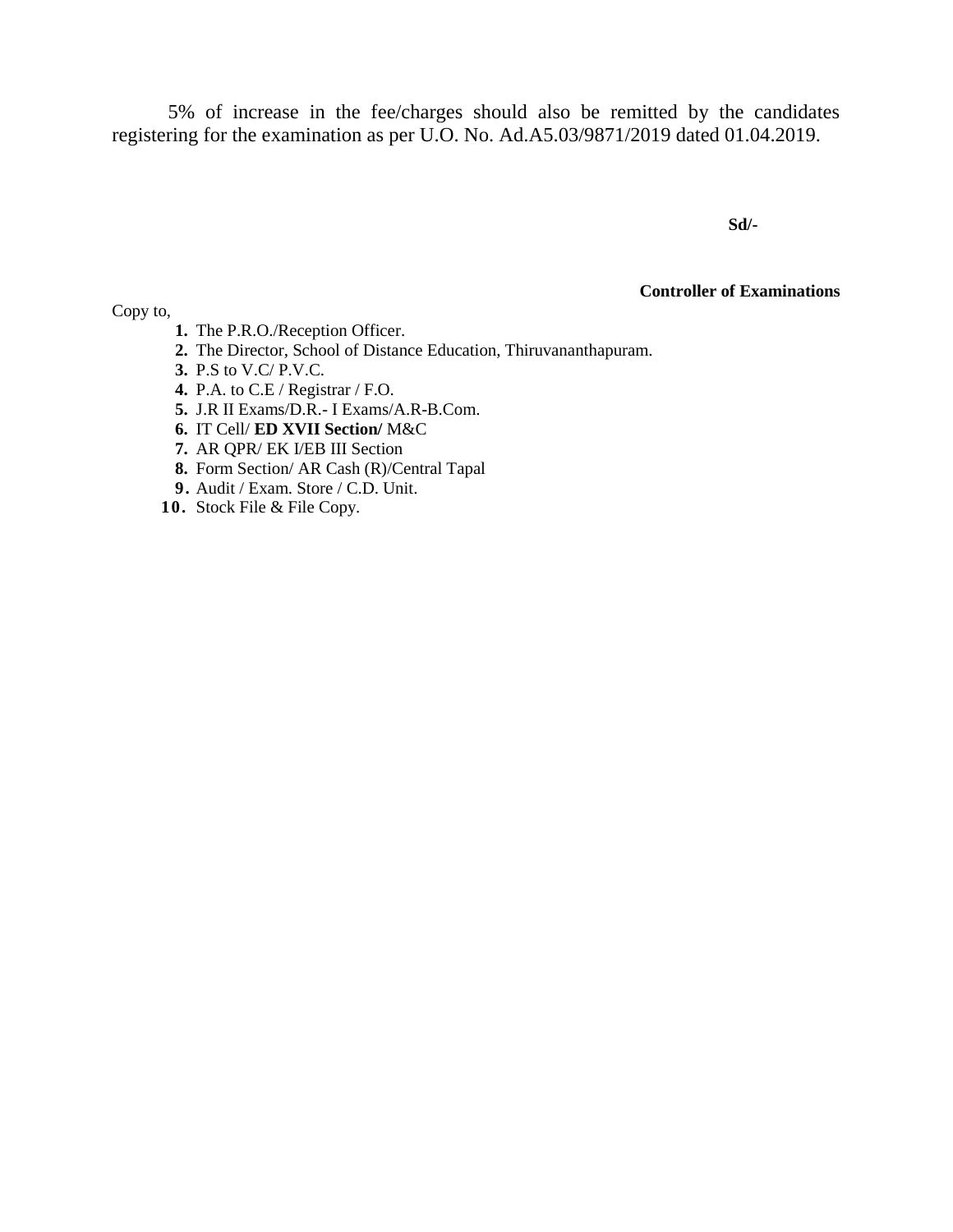5% of increase in the fee/charges should also be remitted by the candidates registering for the examination as per U.O. No. Ad.A5.03/9871/2019 dated 01.04.2019.

**Sd/-**

**Controller of Examinations**

Copy to,

1. The P.R.O./Reception Officer.
2. The Director, School of Distance Education, Thiruvananthapuram.
3. P.S to V.C/ P.V.C.
4. P.A. to C.E / Registrar / F.O.
5. J.R II Exams/D.R.- I Exams/A.R-B.Com.
6. IT Cell/ **ED XVII Section/** M&C
7. AR QPR/ EK I/EB III Section
8. Form Section/ AR Cash (R)/Central Tapal
9. Audit / Exam. Store / C.D. Unit.
10. Stock File & File Copy.